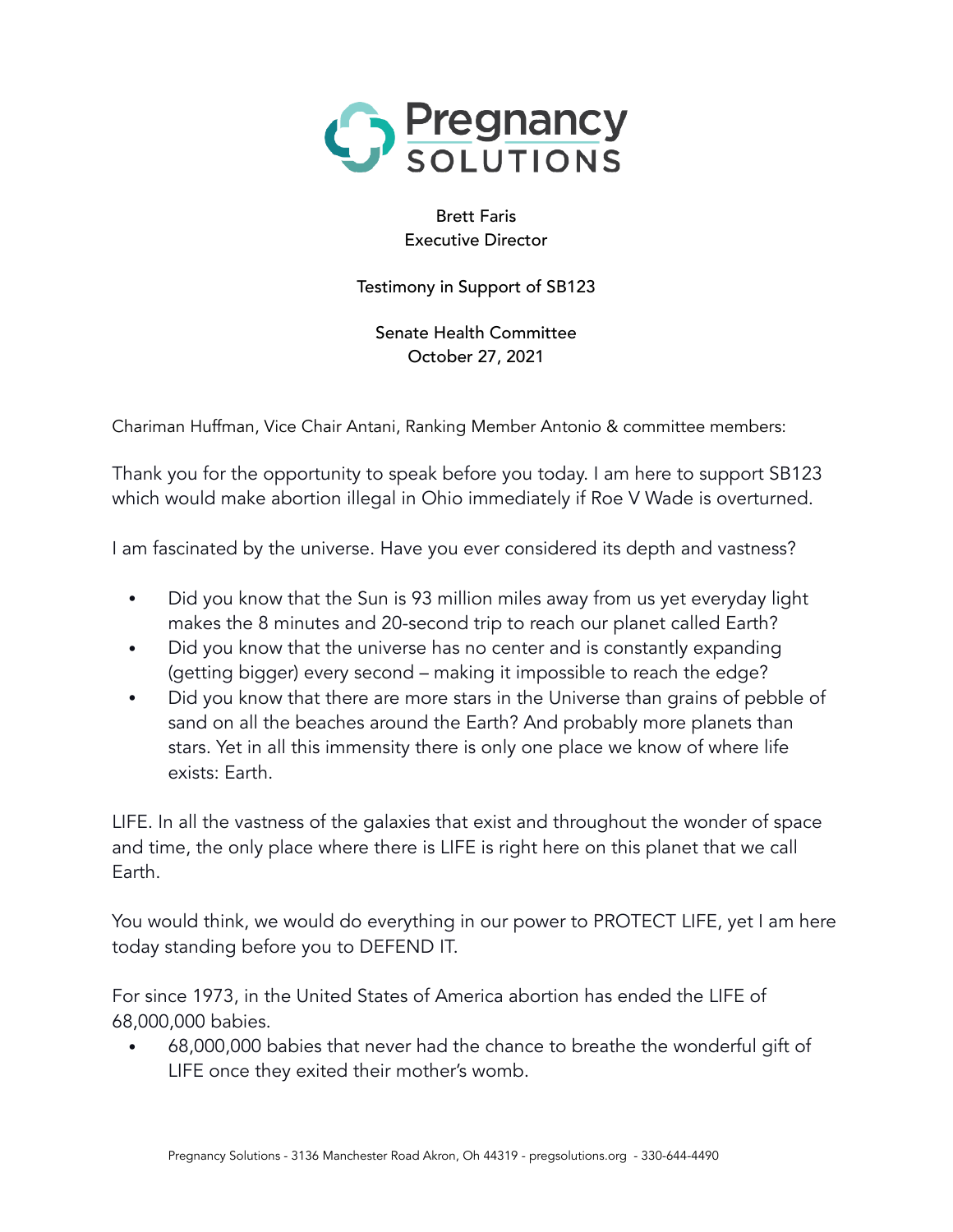# Pregnancy SOLUTIONS

Brett Faris
Executive Director

Testimony in Support of SB123

Senate Health Committee
October 27, 2021

Chariman Huffman, Vice Chair Antani, Ranking Member Antonio & committee members:

Thank you for the opportunity to speak before you today. I am here to support SB123 which would make abortion illegal in Ohio immediately if Roe V Wade is overturned.

I am fascinated by the universe. Have you ever considered its depth and vastness?

- Did you know that the Sun is 93 million miles away from us yet everyday light makes the 8 minutes and 20-second trip to reach our planet called Earth?
- Did you know that the universe has no center and is constantly expanding (getting bigger) every second – making it impossible to reach the edge?
- Did you know that there are more stars in the Universe than grains of pebble of sand on all the beaches around the Earth? And probably more planets than stars. Yet in all this immensity there is only one place we know of where life exists: Earth.

LIFE. In all the vastness of the galaxies that exist and throughout the wonder of space and time, the only place where there is LIFE is right here on this planet that we call Earth.

You would think, we would do everything in our power to PROTECT LIFE, yet I am here today standing before you to DEFEND IT.

For since 1973, in the United States of America abortion has ended the LIFE of 68,000,000 babies.

- 68,000,000 babies that never had the chance to breathe the wonderful gift of LIFE once they exited their mother's womb.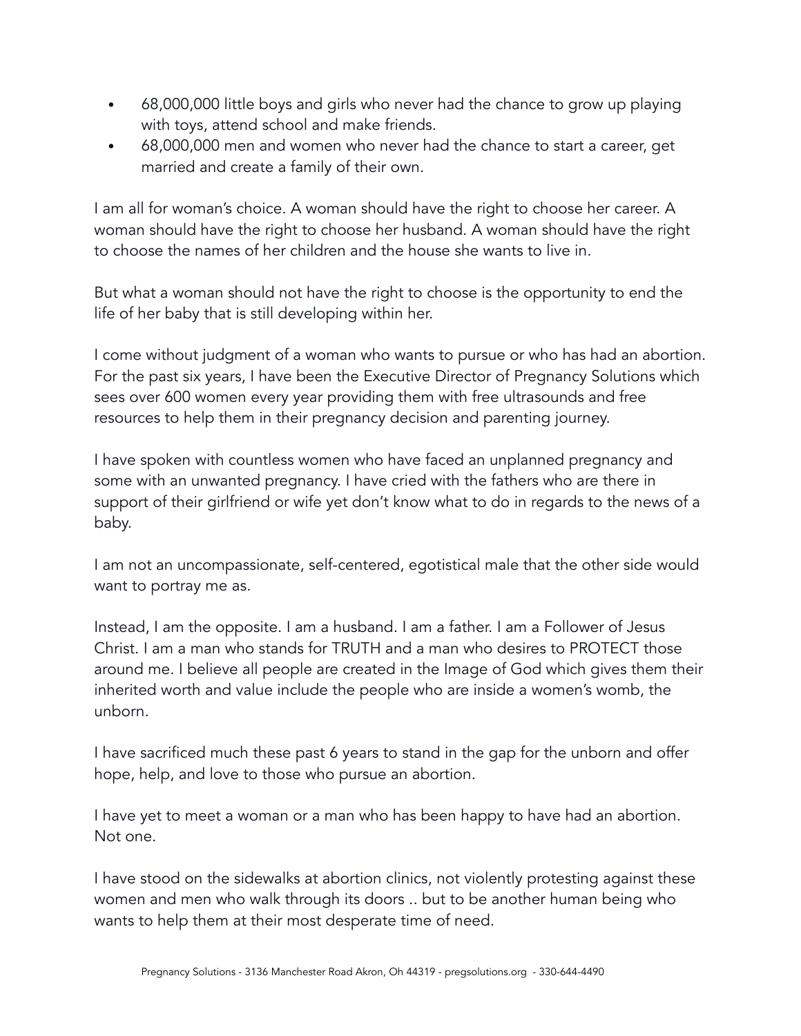- 68,000,000 little boys and girls who never had the chance to grow up playing with toys, attend school and make friends.
- 68,000,000 men and women who never had the chance to start a career, get married and create a family of their own.

I am all for woman's choice. A woman should have the right to choose her career. A woman should have the right to choose her husband. A woman should have the right to choose the names of her children and the house she wants to live in.

But what a woman should not have the right to choose is the opportunity to end the life of her baby that is still developing within her.

I come without judgment of a woman who wants to pursue or who has had an abortion. For the past six years, I have been the Executive Director of Pregnancy Solutions which sees over 600 women every year providing them with free ultrasounds and free resources to help them in their pregnancy decision and parenting journey.

I have spoken with countless women who have faced an unplanned pregnancy and some with an unwanted pregnancy. I have cried with the fathers who are there in support of their girlfriend or wife yet don't know what to do in regards to the news of a baby.

I am not an uncompassionate, self-centered, egotistical male that the other side would want to portray me as.

Instead, I am the opposite. I am a husband. I am a father. I am a Follower of Jesus Christ. I am a man who stands for TRUTH and a man who desires to PROTECT those around me. I believe all people are created in the Image of God which gives them their inherited worth and value include the people who are inside a women's womb, the unborn.

I have sacrificed much these past 6 years to stand in the gap for the unborn and offer hope, help, and love to those who pursue an abortion.

I have yet to meet a woman or a man who has been happy to have had an abortion. Not one.

I have stood on the sidewalks at abortion clinics, not violently protesting against these women and men who walk through its doors .. but to be another human being who wants to help them at their most desperate time of need.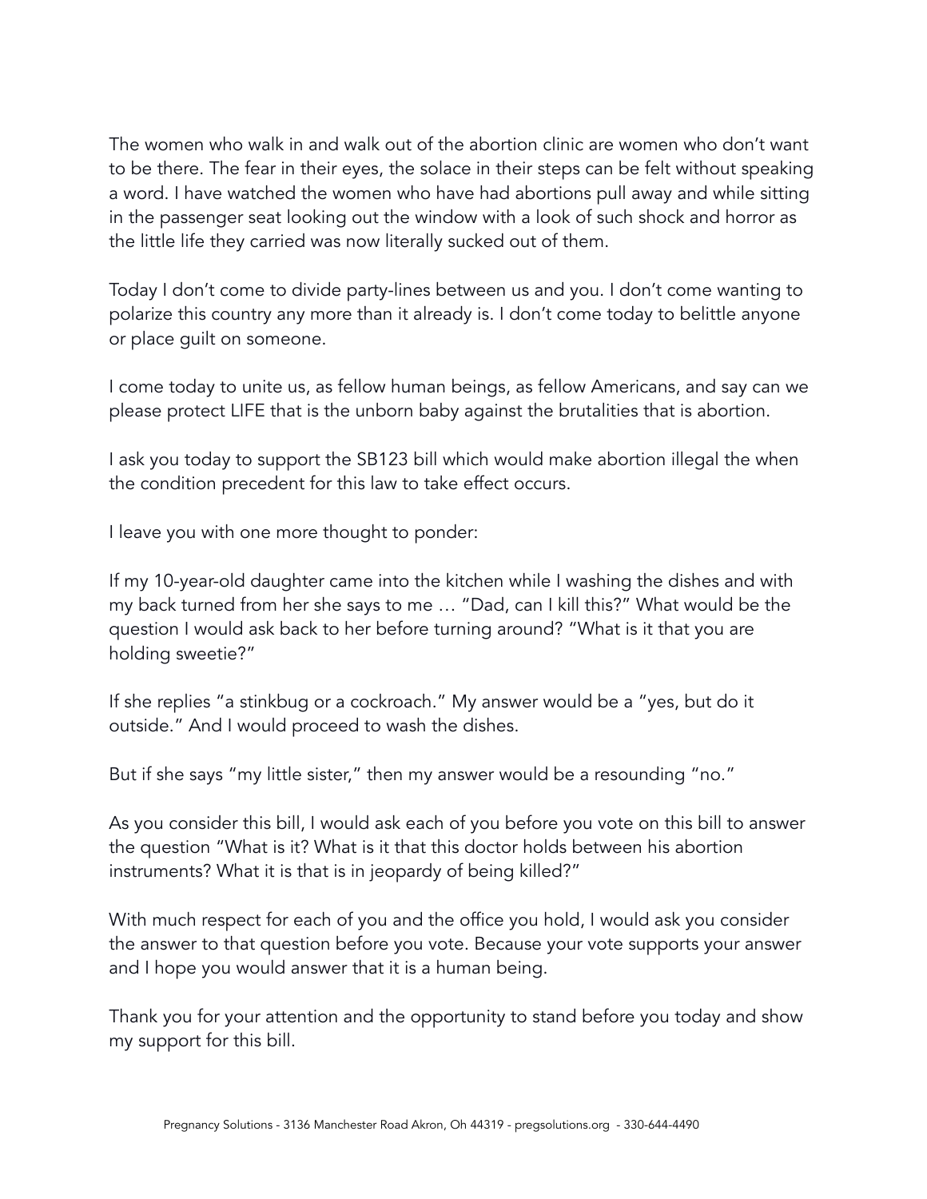The women who walk in and walk out of the abortion clinic are women who don't want to be there. The fear in their eyes, the solace in their steps can be felt without speaking a word. I have watched the women who have had abortions pull away and while sitting in the passenger seat looking out the window with a look of such shock and horror as the little life they carried was now literally sucked out of them.

Today I don't come to divide party-lines between us and you. I don't come wanting to polarize this country any more than it already is. I don't come today to belittle anyone or place guilt on someone.

I come today to unite us, as fellow human beings, as fellow Americans, and say can we please protect LIFE that is the unborn baby against the brutalities that is abortion.

I ask you today to support the SB123 bill which would make abortion illegal the when the condition precedent for this law to take effect occurs.

I leave you with one more thought to ponder:

If my 10-year-old daughter came into the kitchen while I washing the dishes and with my back turned from her she says to me … "Dad, can I kill this?" What would be the question I would ask back to her before turning around? "What is it that you are holding sweetie?"

If she replies "a stinkbug or a cockroach." My answer would be a "yes, but do it outside." And I would proceed to wash the dishes.

But if she says "my little sister," then my answer would be a resounding "no."

As you consider this bill, I would ask each of you before you vote on this bill to answer the question "What is it? What is it that this doctor holds between his abortion instruments? What it is that is in jeopardy of being killed?"

With much respect for each of you and the office you hold, I would ask you consider the answer to that question before you vote. Because your vote supports your answer and I hope you would answer that it is a human being.

Thank you for your attention and the opportunity to stand before you today and show my support for this bill.

Pregnancy Solutions - 3136 Manchester Road Akron, Oh 44319 - pregsolutions.org - 330-644-4490